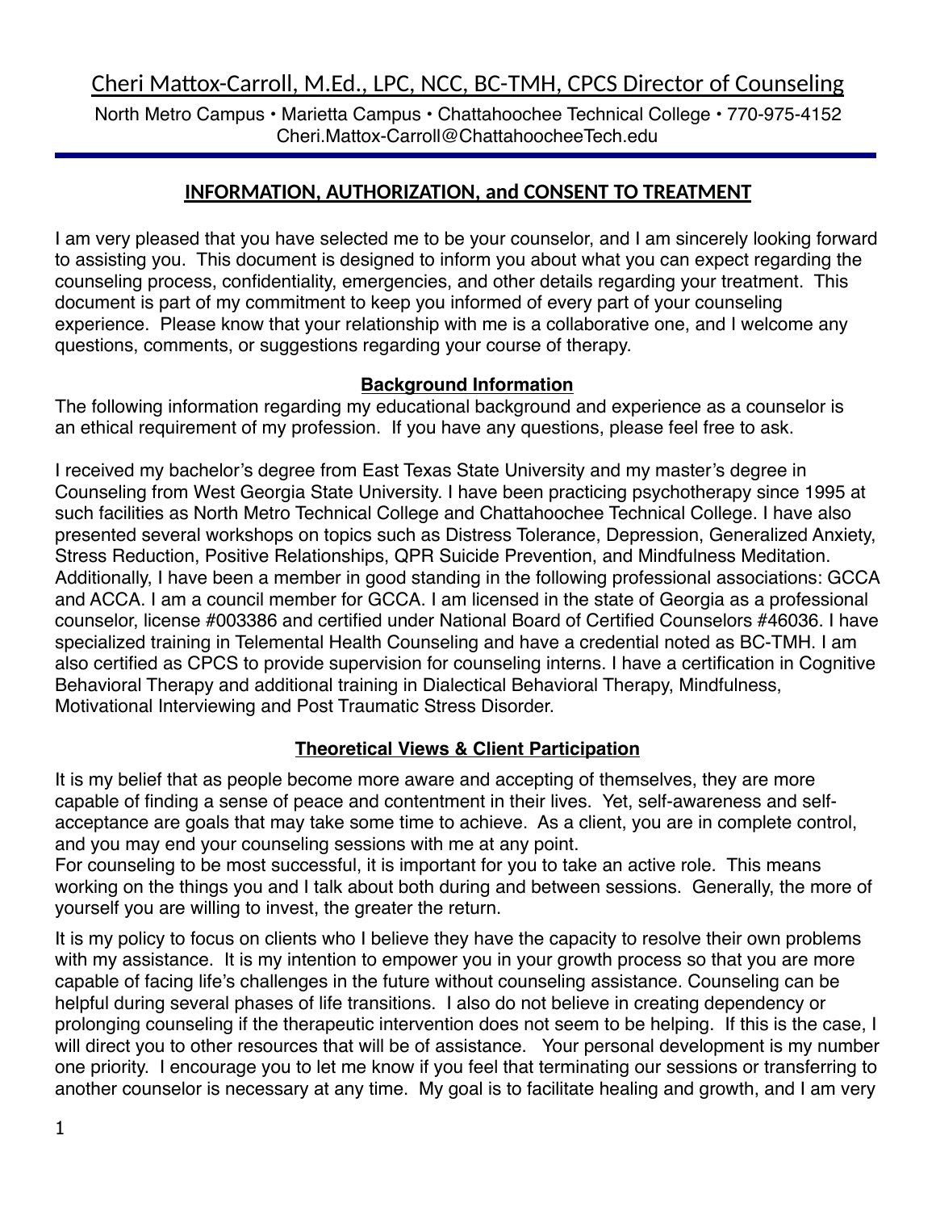# Cheri Mattox-Carroll, M.Ed., LPC, NCC, BC-TMH, CPCS Director of Counseling

North Metro Campus • Marietta Campus • Chattahoochee Technical College • 770-975-4152
Cheri.Mattox-Carroll@ChattahoocheeTech.edu

## INFORMATION, AUTHORIZATION, and CONSENT TO TREATMENT

I am very pleased that you have selected me to be your counselor, and I am sincerely looking forward to assisting you. This document is designed to inform you about what you can expect regarding the counseling process, confidentiality, emergencies, and other details regarding your treatment. This document is part of my commitment to keep you informed of every part of your counseling experience. Please know that your relationship with me is a collaborative one, and I welcome any questions, comments, or suggestions regarding your course of therapy.

### Background Information

The following information regarding my educational background and experience as a counselor is an ethical requirement of my profession. If you have any questions, please feel free to ask.

I received my bachelor's degree from East Texas State University and my master's degree in Counseling from West Georgia State University. I have been practicing psychotherapy since 1995 at such facilities as North Metro Technical College and Chattahoochee Technical College. I have also presented several workshops on topics such as Distress Tolerance, Depression, Generalized Anxiety, Stress Reduction, Positive Relationships, QPR Suicide Prevention, and Mindfulness Meditation. Additionally, I have been a member in good standing in the following professional associations: GCCA and ACCA. I am a council member for GCCA. I am licensed in the state of Georgia as a professional counselor, license #003386 and certified under National Board of Certified Counselors #46036. I have specialized training in Telemental Health Counseling and have a credential noted as BC-TMH. I am also certified as CPCS to provide supervision for counseling interns. I have a certification in Cognitive Behavioral Therapy and additional training in Dialectical Behavioral Therapy, Mindfulness, Motivational Interviewing and Post Traumatic Stress Disorder.

### Theoretical Views & Client Participation

It is my belief that as people become more aware and accepting of themselves, they are more capable of finding a sense of peace and contentment in their lives. Yet, self-awareness and self-acceptance are goals that may take some time to achieve. As a client, you are in complete control, and you may end your counseling sessions with me at any point.
For counseling to be most successful, it is important for you to take an active role. This means working on the things you and I talk about both during and between sessions. Generally, the more of yourself you are willing to invest, the greater the return.

It is my policy to focus on clients who I believe they have the capacity to resolve their own problems with my assistance. It is my intention to empower you in your growth process so that you are more capable of facing life's challenges in the future without counseling assistance. Counseling can be helpful during several phases of life transitions. I also do not believe in creating dependency or prolonging counseling if the therapeutic intervention does not seem to be helping. If this is the case, I will direct you to other resources that will be of assistance. Your personal development is my number one priority. I encourage you to let me know if you feel that terminating our sessions or transferring to another counselor is necessary at any time. My goal is to facilitate healing and growth, and I am very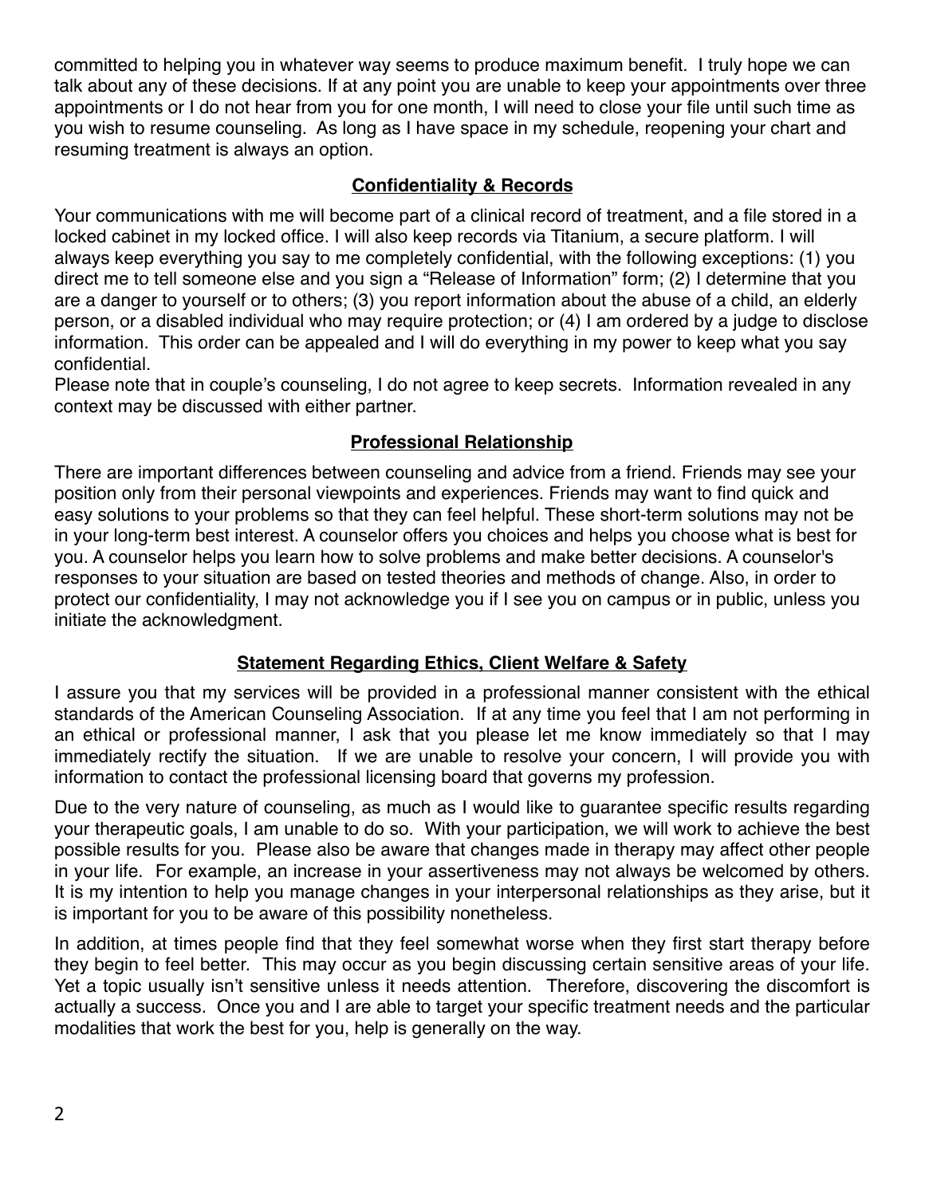committed to helping you in whatever way seems to produce maximum benefit. I truly hope we can talk about any of these decisions. If at any point you are unable to keep your appointments over three appointments or I do not hear from you for one month, I will need to close your file until such time as you wish to resume counseling. As long as I have space in my schedule, reopening your chart and resuming treatment is always an option.

## Confidentiality & Records

Your communications with me will become part of a clinical record of treatment, and a file stored in a locked cabinet in my locked office. I will also keep records via Titanium, a secure platform. I will always keep everything you say to me completely confidential, with the following exceptions: (1) you direct me to tell someone else and you sign a "Release of Information" form; (2) I determine that you are a danger to yourself or to others; (3) you report information about the abuse of a child, an elderly person, or a disabled individual who may require protection; or (4) I am ordered by a judge to disclose information. This order can be appealed and I will do everything in my power to keep what you say confidential.

Please note that in couple's counseling, I do not agree to keep secrets. Information revealed in any context may be discussed with either partner.

## Professional Relationship

There are important differences between counseling and advice from a friend. Friends may see your position only from their personal viewpoints and experiences. Friends may want to find quick and easy solutions to your problems so that they can feel helpful. These short-term solutions may not be in your long-term best interest. A counselor offers you choices and helps you choose what is best for you. A counselor helps you learn how to solve problems and make better decisions. A counselor's responses to your situation are based on tested theories and methods of change. Also, in order to protect our confidentiality, I may not acknowledge you if I see you on campus or in public, unless you initiate the acknowledgment.

## Statement Regarding Ethics, Client Welfare & Safety

I assure you that my services will be provided in a professional manner consistent with the ethical standards of the American Counseling Association. If at any time you feel that I am not performing in an ethical or professional manner, I ask that you please let me know immediately so that I may immediately rectify the situation. If we are unable to resolve your concern, I will provide you with information to contact the professional licensing board that governs my profession.

Due to the very nature of counseling, as much as I would like to guarantee specific results regarding your therapeutic goals, I am unable to do so. With your participation, we will work to achieve the best possible results for you. Please also be aware that changes made in therapy may affect other people in your life. For example, an increase in your assertiveness may not always be welcomed by others. It is my intention to help you manage changes in your interpersonal relationships as they arise, but it is important for you to be aware of this possibility nonetheless.

In addition, at times people find that they feel somewhat worse when they first start therapy before they begin to feel better. This may occur as you begin discussing certain sensitive areas of your life. Yet a topic usually isn't sensitive unless it needs attention. Therefore, discovering the discomfort is actually a success. Once you and I are able to target your specific treatment needs and the particular modalities that work the best for you, help is generally on the way.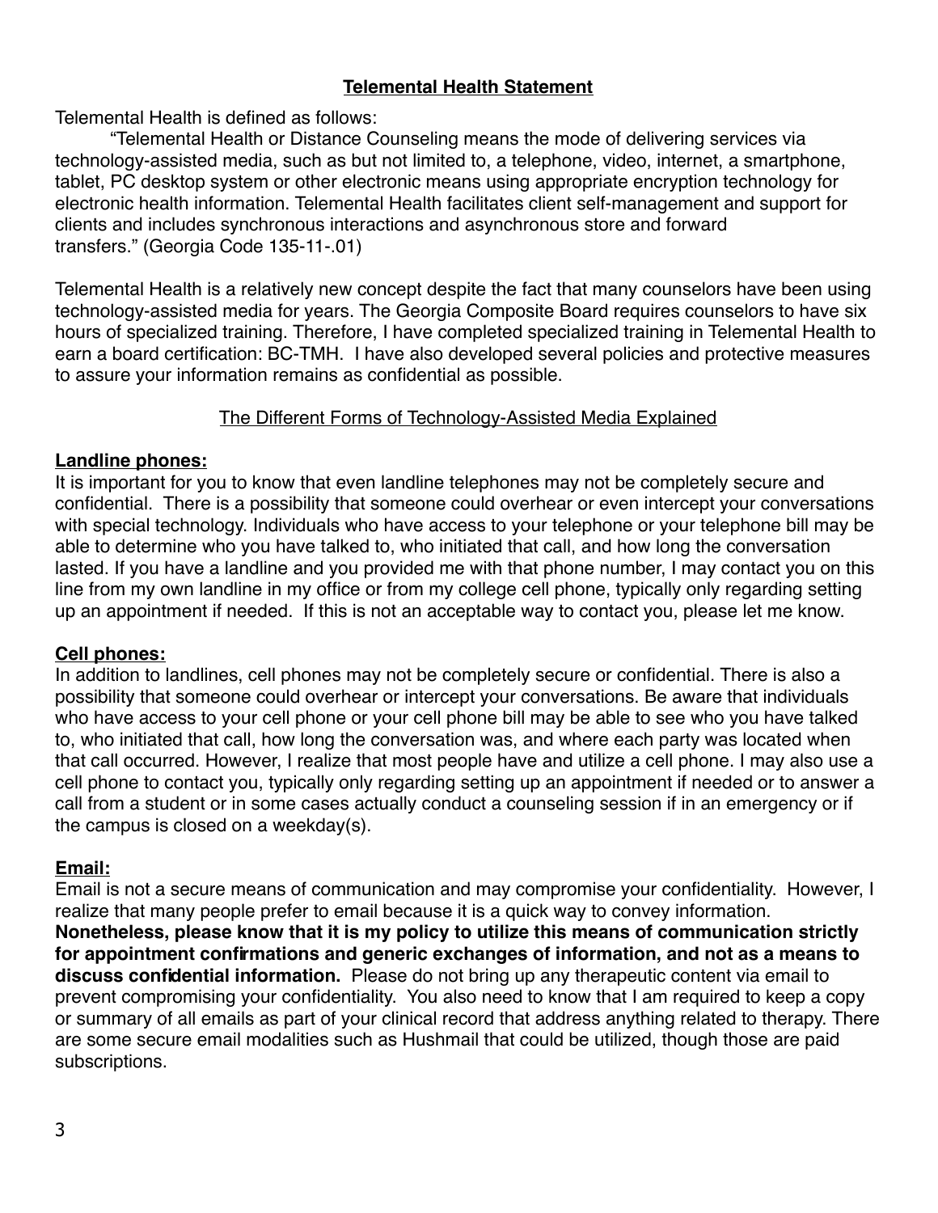## Telemental Health Statement

Telemental Health is defined as follows:

"Telemental Health or Distance Counseling means the mode of delivering services via technology-assisted media, such as but not limited to, a telephone, video, internet, a smartphone, tablet, PC desktop system or other electronic means using appropriate encryption technology for electronic health information. Telemental Health facilitates client self-management and support for clients and includes synchronous interactions and asynchronous store and forward transfers." (Georgia Code 135-11-.01)

Telemental Health is a relatively new concept despite the fact that many counselors have been using technology-assisted media for years. The Georgia Composite Board requires counselors to have six hours of specialized training. Therefore, I have completed specialized training in Telemental Health to earn a board certification: BC-TMH. I have also developed several policies and protective measures to assure your information remains as confidential as possible.

### The Different Forms of Technology-Assisted Media Explained

**Landline phones:**

It is important for you to know that even landline telephones may not be completely secure and confidential. There is a possibility that someone could overhear or even intercept your conversations with special technology. Individuals who have access to your telephone or your telephone bill may be able to determine who you have talked to, who initiated that call, and how long the conversation lasted. If you have a landline and you provided me with that phone number, I may contact you on this line from my own landline in my office or from my college cell phone, typically only regarding setting up an appointment if needed. If this is not an acceptable way to contact you, please let me know.

**Cell phones:**

In addition to landlines, cell phones may not be completely secure or confidential. There is also a possibility that someone could overhear or intercept your conversations. Be aware that individuals who have access to your cell phone or your cell phone bill may be able to see who you have talked to, who initiated that call, how long the conversation was, and where each party was located when that call occurred. However, I realize that most people have and utilize a cell phone. I may also use a cell phone to contact you, typically only regarding setting up an appointment if needed or to answer a call from a student or in some cases actually conduct a counseling session if in an emergency or if the campus is closed on a weekday(s).

**Email:**

Email is not a secure means of communication and may compromise your confidentiality. However, I realize that many people prefer to email because it is a quick way to convey information. **Nonetheless, please know that it is my policy to utilize this means of communication strictly for appointment confirmations and generic exchanges of information, and not as a means to discuss confidential information.** Please do not bring up any therapeutic content via email to prevent compromising your confidentiality. You also need to know that I am required to keep a copy or summary of all emails as part of your clinical record that address anything related to therapy. There are some secure email modalities such as Hushmail that could be utilized, though those are paid subscriptions.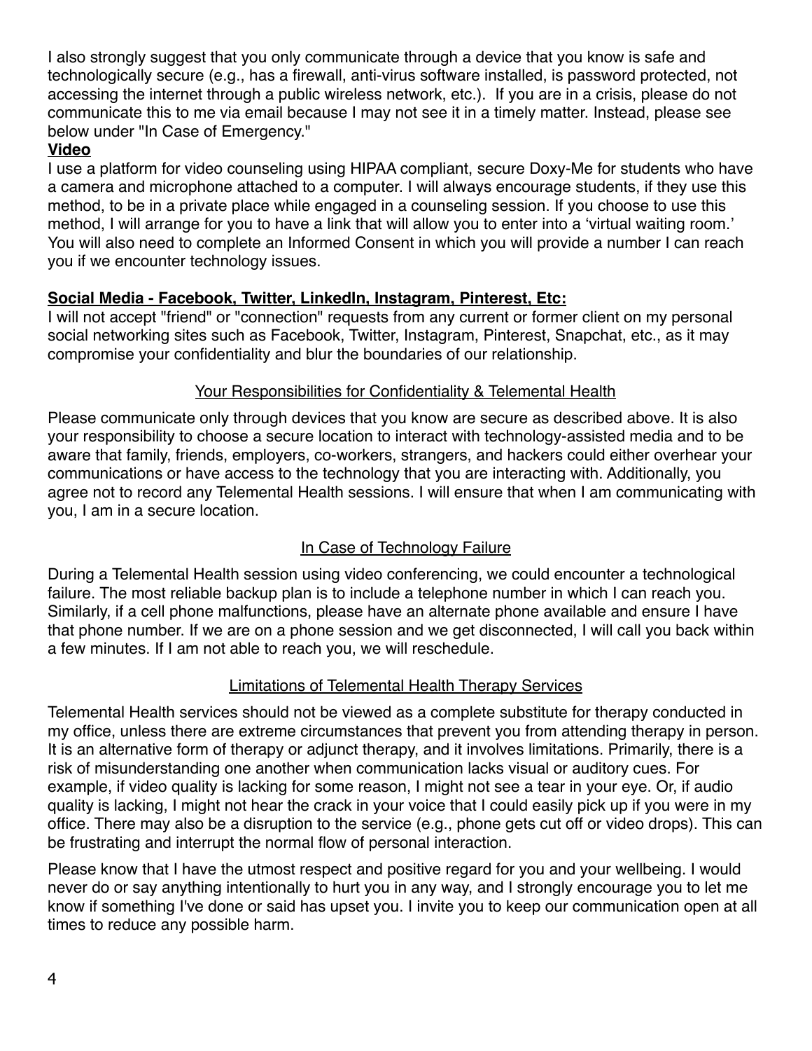I also strongly suggest that you only communicate through a device that you know is safe and technologically secure (e.g., has a firewall, anti-virus software installed, is password protected, not accessing the internet through a public wireless network, etc.). If you are in a crisis, please do not communicate this to me via email because I may not see it in a timely matter. Instead, please see below under "In Case of Emergency."

**Video**

I use a platform for video counseling using HIPAA compliant, secure Doxy-Me for students who have a camera and microphone attached to a computer. I will always encourage students, if they use this method, to be in a private place while engaged in a counseling session. If you choose to use this method, I will arrange for you to have a link that will allow you to enter into a 'virtual waiting room.' You will also need to complete an Informed Consent in which you will provide a number I can reach you if we encounter technology issues.

**Social Media - Facebook, Twitter, LinkedIn, Instagram, Pinterest, Etc:**

I will not accept "friend" or "connection" requests from any current or former client on my personal social networking sites such as Facebook, Twitter, Instagram, Pinterest, Snapchat, etc., as it may compromise your confidentiality and blur the boundaries of our relationship.

## Your Responsibilities for Confidentiality & Telemental Health

Please communicate only through devices that you know are secure as described above. It is also your responsibility to choose a secure location to interact with technology-assisted media and to be aware that family, friends, employers, co-workers, strangers, and hackers could either overhear your communications or have access to the technology that you are interacting with. Additionally, you agree not to record any Telemental Health sessions. I will ensure that when I am communicating with you, I am in a secure location.

## In Case of Technology Failure

During a Telemental Health session using video conferencing, we could encounter a technological failure. The most reliable backup plan is to include a telephone number in which I can reach you. Similarly, if a cell phone malfunctions, please have an alternate phone available and ensure I have that phone number. If we are on a phone session and we get disconnected, I will call you back within a few minutes. If I am not able to reach you, we will reschedule.

## Limitations of Telemental Health Therapy Services

Telemental Health services should not be viewed as a complete substitute for therapy conducted in my office, unless there are extreme circumstances that prevent you from attending therapy in person. It is an alternative form of therapy or adjunct therapy, and it involves limitations. Primarily, there is a risk of misunderstanding one another when communication lacks visual or auditory cues. For example, if video quality is lacking for some reason, I might not see a tear in your eye. Or, if audio quality is lacking, I might not hear the crack in your voice that I could easily pick up if you were in my office. There may also be a disruption to the service (e.g., phone gets cut off or video drops). This can be frustrating and interrupt the normal flow of personal interaction.

Please know that I have the utmost respect and positive regard for you and your wellbeing. I would never do or say anything intentionally to hurt you in any way, and I strongly encourage you to let me know if something I've done or said has upset you. I invite you to keep our communication open at all times to reduce any possible harm.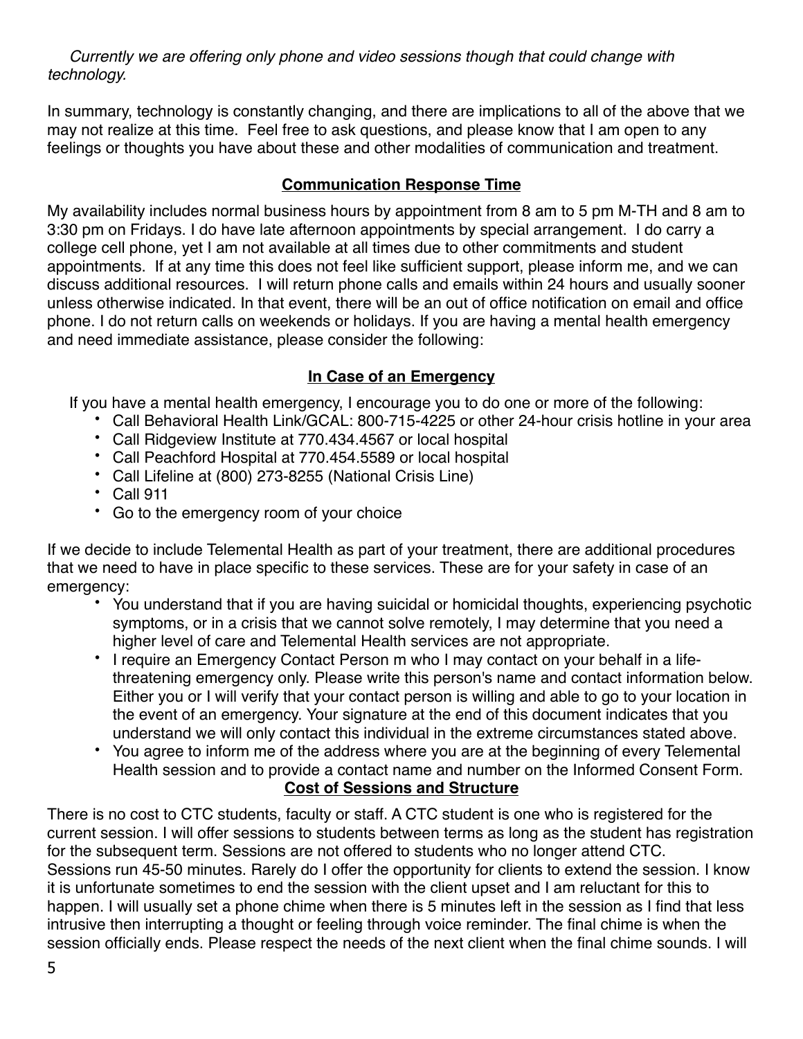*Currently we are offering only phone and video sessions though that could change with technology.*

In summary, technology is constantly changing, and there are implications to all of the above that we may not realize at this time. Feel free to ask questions, and please know that I am open to any feelings or thoughts you have about these and other modalities of communication and treatment.

## Communication Response Time

My availability includes normal business hours by appointment from 8 am to 5 pm M-TH and 8 am to 3:30 pm on Fridays. I do have late afternoon appointments by special arrangement. I do carry a college cell phone, yet I am not available at all times due to other commitments and student appointments. If at any time this does not feel like sufficient support, please inform me, and we can discuss additional resources. I will return phone calls and emails within 24 hours and usually sooner unless otherwise indicated. In that event, there will be an out of office notification on email and office phone. I do not return calls on weekends or holidays. If you are having a mental health emergency and need immediate assistance, please consider the following:

## In Case of an Emergency

If you have a mental health emergency, I encourage you to do one or more of the following:

- Call Behavioral Health Link/GCAL: 800-715-4225 or other 24-hour crisis hotline in your area
- Call Ridgeview Institute at 770.434.4567 or local hospital
- Call Peachford Hospital at 770.454.5589 or local hospital
- Call Lifeline at (800) 273-8255 (National Crisis Line)
- Call 911
- Go to the emergency room of your choice

If we decide to include Telemental Health as part of your treatment, there are additional procedures that we need to have in place specific to these services. These are for your safety in case of an emergency:

- You understand that if you are having suicidal or homicidal thoughts, experiencing psychotic symptoms, or in a crisis that we cannot solve remotely, I may determine that you need a higher level of care and Telemental Health services are not appropriate.
- I require an Emergency Contact Person m who I may contact on your behalf in a life-threatening emergency only. Please write this person's name and contact information below. Either you or I will verify that your contact person is willing and able to go to your location in the event of an emergency. Your signature at the end of this document indicates that you understand we will only contact this individual in the extreme circumstances stated above.
- You agree to inform me of the address where you are at the beginning of every Telemental Health session and to provide a contact name and number on the Informed Consent Form.

## Cost of Sessions and Structure

There is no cost to CTC students, faculty or staff. A CTC student is one who is registered for the current session. I will offer sessions to students between terms as long as the student has registration for the subsequent term. Sessions are not offered to students who no longer attend CTC. Sessions run 45-50 minutes. Rarely do I offer the opportunity for clients to extend the session. I know it is unfortunate sometimes to end the session with the client upset and I am reluctant for this to happen. I will usually set a phone chime when there is 5 minutes left in the session as I find that less intrusive then interrupting a thought or feeling through voice reminder. The final chime is when the session officially ends. Please respect the needs of the next client when the final chime sounds. I will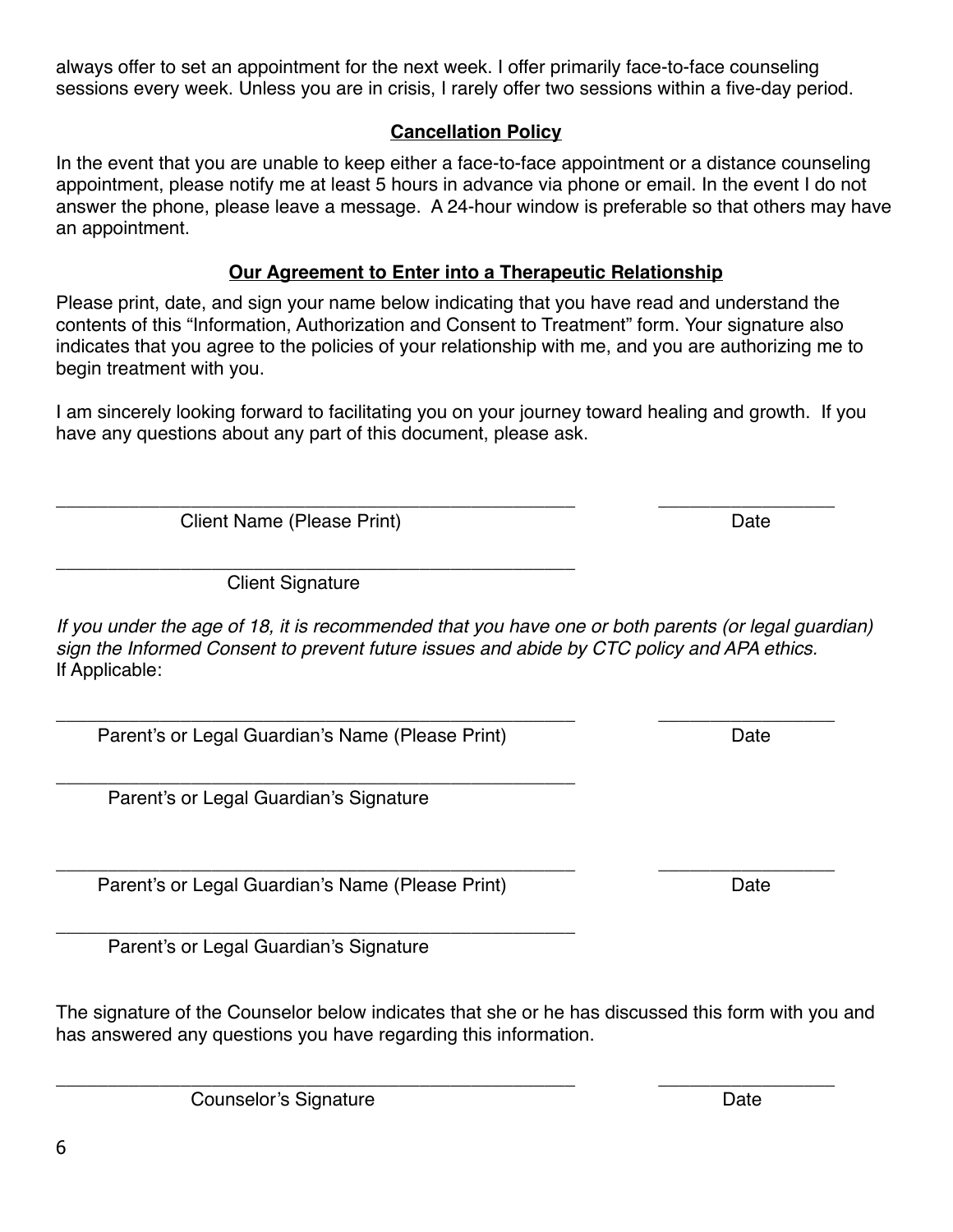always offer to set an appointment for the next week. I offer primarily face-to-face counseling sessions every week. Unless you are in crisis, I rarely offer two sessions within a five-day period.

## **Cancellation Policy**

In the event that you are unable to keep either a face-to-face appointment or a distance counseling appointment, please notify me at least 5 hours in advance via phone or email. In the event I do not answer the phone, please leave a message. A 24-hour window is preferable so that others may have an appointment.

## **Our Agreement to Enter into a Therapeutic Relationship**

Please print, date, and sign your name below indicating that you have read and understand the contents of this "Information, Authorization and Consent to Treatment" form. Your signature also indicates that you agree to the policies of your relationship with me, and you are authorizing me to begin treatment with you.

I am sincerely looking forward to facilitating you on your journey toward healing and growth. If you have any questions about any part of this document, please ask.

\_\_\_\_\_\_\_\_\_\_\_\_\_\_\_\_\_\_\_\_\_\_\_\_\_\_\_\_\_\_\_\_\_\_\_\_\_\_\_\_\_\_\_\_\_\_\_\_\_\_ \_\_\_\_\_\_\_\_\_\_\_\_\_\_\_\_\_
Client Name (Please Print) Date

\_\_\_\_\_\_\_\_\_\_\_\_\_\_\_\_\_\_\_\_\_\_\_\_\_\_\_\_\_\_\_\_\_\_\_\_\_\_\_\_\_\_\_\_\_\_\_\_\_\_
Client Signature

*If you under the age of 18, it is recommended that you have one or both parents (or legal guardian) sign the Informed Consent to prevent future issues and abide by CTC policy and APA ethics.*
If Applicable:

\_\_\_\_\_\_\_\_\_\_\_\_\_\_\_\_\_\_\_\_\_\_\_\_\_\_\_\_\_\_\_\_\_\_\_\_\_\_\_\_\_\_\_\_\_\_\_\_\_\_ \_\_\_\_\_\_\_\_\_\_\_\_\_\_\_\_\_
Parent's or Legal Guardian's Name (Please Print) Date

\_\_\_\_\_\_\_\_\_\_\_\_\_\_\_\_\_\_\_\_\_\_\_\_\_\_\_\_\_\_\_\_\_\_\_\_\_\_\_\_\_\_\_\_\_\_\_\_\_\_
Parent's or Legal Guardian's Signature

\_\_\_\_\_\_\_\_\_\_\_\_\_\_\_\_\_\_\_\_\_\_\_\_\_\_\_\_\_\_\_\_\_\_\_\_\_\_\_\_\_\_\_\_\_\_\_\_\_\_ \_\_\_\_\_\_\_\_\_\_\_\_\_\_\_\_\_
Parent's or Legal Guardian's Name (Please Print) Date

\_\_\_\_\_\_\_\_\_\_\_\_\_\_\_\_\_\_\_\_\_\_\_\_\_\_\_\_\_\_\_\_\_\_\_\_\_\_\_\_\_\_\_\_\_\_\_\_\_\_
Parent's or Legal Guardian's Signature

The signature of the Counselor below indicates that she or he has discussed this form with you and has answered any questions you have regarding this information.

\_\_\_\_\_\_\_\_\_\_\_\_\_\_\_\_\_\_\_\_\_\_\_\_\_\_\_\_\_\_\_\_\_\_\_\_\_\_\_\_\_\_\_\_\_\_\_\_\_\_ \_\_\_\_\_\_\_\_\_\_\_\_\_\_\_\_\_
Counselor's Signature Date